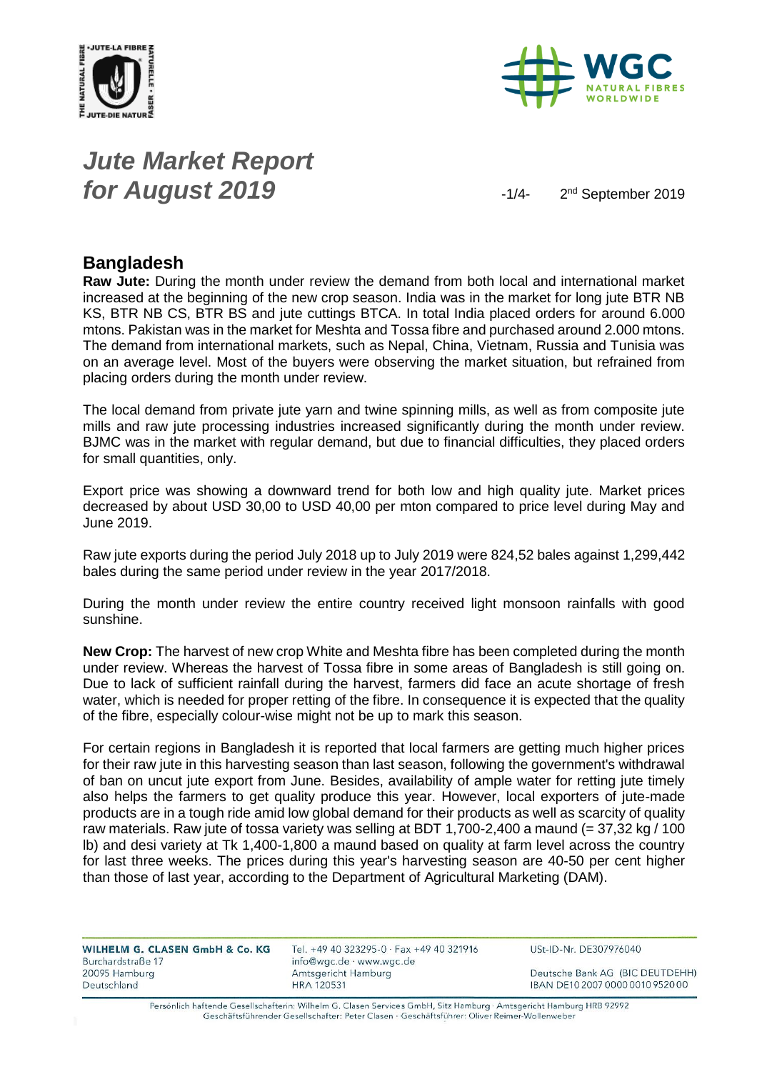# *Jute Market Report for August 2019*

2nd September 2019

## Bangladesh

**Raw Jute:** During the month under review the demand from both local and international market increased at the beginning of the new crop season. India was in the market for long jute BTR NB KS, BTR NB CS, BTR BS and jute cuttings BTCA. In total India placed orders for around 6.000 mtons. Pakistan was in the market for Meshta and Tossa fibre and purchased around 2.000 mtons. The demand from international markets, such as Nepal, China, Vietnam, Russia and Tunisia was on an average level. Most of the buyers were observing the market situation, but refrained from placing orders during the month under review.

The local demand from private jute yarn and twine spinning mills, as well as from composite jute mills and raw jute processing industries increased significantly during the month under review. BJMC was in the market with regular demand, but due to financial difficulties, they placed orders for small quantities, only.

Export price was showing a downward trend for both low and high quality jute. Market prices decreased by about USD 30,00 to USD 40,00 per mton compared to price level during May and June 2019.

Raw jute exports during the period July 2018 up to July 2019 were 824,52 bales against 1,299,442 bales during the same period under review in the year 2017/2018.

During the month under review the entire country received light monsoon rainfalls with good sunshine.

**New Crop:** The harvest of new crop White and Meshta fibre has been completed during the month under review. Whereas the harvest of Tossa fibre in some areas of Bangladesh is still going on. Due to lack of sufficient rainfall during the harvest, farmers did face an acute shortage of fresh water, which is needed for proper retting of the fibre. In consequence it is expected that the quality of the fibre, especially colour-wise might not be up to mark this season.

For certain regions in Bangladesh it is reported that local farmers are getting much higher prices for their raw jute in this harvesting season than last season, following the government's withdrawal of ban on uncut jute export from June. Besides, availability of ample water for retting jute timely also helps the farmers to get quality produce this year. However, local exporters of jute-made products are in a tough ride amid low global demand for their products as well as scarcity of quality raw materials. Raw jute of tossa variety was selling at BDT 1,700-2,400 a maund (= 37,32 kg / 100 lb) and desi variety at Tk 1,400-1,800 a maund based on quality at farm level across the country for last three weeks. The prices during this year's harvesting season are 40-50 per cent higher than those of last year, according to the Department of Agricultural Marketing (DAM).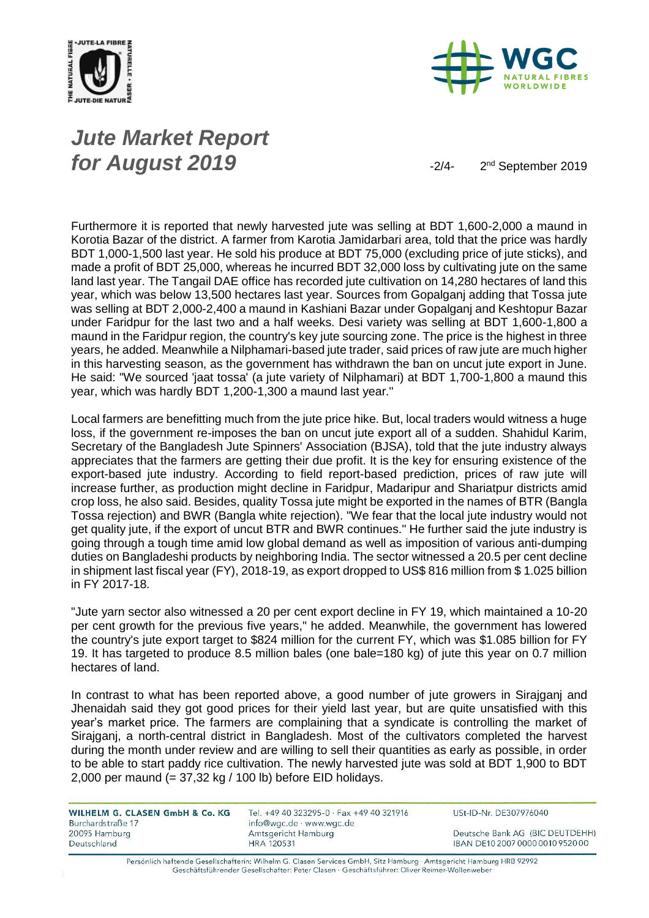Furthermore it is reported that newly harvested jute was selling at BDT 1,600-2,000 a maund in Korotia Bazar of the district. A farmer from Karotia Jamidarbari area, told that the price was hardly BDT 1,000-1,500 last year. He sold his produce at BDT 75,000 (excluding price of jute sticks), and made a profit of BDT 25,000, whereas he incurred BDT 32,000 loss by cultivating jute on the same land last year. The Tangail DAE office has recorded jute cultivation on 14,280 hectares of land this year, which was below 13,500 hectares last year. Sources from Gopalganj adding that Tossa jute was selling at BDT 2,000-2,400 a maund in Kashiani Bazar under Gopalganj and Keshtopur Bazar under Faridpur for the last two and a half weeks. Desi variety was selling at BDT 1,600-1,800 a maund in the Faridpur region, the country's key jute sourcing zone. The price is the highest in three years, he added. Meanwhile a Nilphamari-based jute trader, said prices of raw jute are much higher in this harvesting season, as the government has withdrawn the ban on uncut jute export in June. He said: "We sourced 'jaat tossa' (a jute variety of Nilphamari) at BDT 1,700-1,800 a maund this year, which was hardly BDT 1,200-1,300 a maund last year."

Local farmers are benefitting much from the jute price hike. But, local traders would witness a huge loss, if the government re-imposes the ban on uncut jute export all of a sudden. Shahidul Karim, Secretary of the Bangladesh Jute Spinners' Association (BJSA), told that the jute industry always appreciates that the farmers are getting their due profit. It is the key for ensuring existence of the export-based jute industry. According to field report-based prediction, prices of raw jute will increase further, as production might decline in Faridpur, Madaripur and Shariatpur districts amid crop loss, he also said. Besides, quality Tossa jute might be exported in the names of BTR (Bangla Tossa rejection) and BWR (Bangla white rejection). "We fear that the local jute industry would not get quality jute, if the export of uncut BTR and BWR continues." He further said the jute industry is going through a tough time amid low global demand as well as imposition of various anti-dumping duties on Bangladeshi products by neighboring India. The sector witnessed a 20.5 per cent decline in shipment last fiscal year (FY), 2018-19, as export dropped to US$ 816 million from $ 1.025 billion in FY 2017-18.

"Jute yarn sector also witnessed a 20 per cent export decline in FY 19, which maintained a 10-20 per cent growth for the previous five years," he added. Meanwhile, the government has lowered the country's jute export target to $824 million for the current FY, which was $1.085 billion for FY 19. It has targeted to produce 8.5 million bales (one bale=180 kg) of jute this year on 0.7 million hectares of land.

In contrast to what has been reported above, a good number of jute growers in Sirajganj and Jhenaidah said they got good prices for their yield last year, but are quite unsatisfied with this year's market price. The farmers are complaining that a syndicate is controlling the market of Sirajganj, a north-central district in Bangladesh. Most of the cultivators completed the harvest during the month under review and are willing to sell their quantities as early as possible, in order to be able to start paddy rice cultivation. The newly harvested jute was sold at BDT 1,900 to BDT 2,000 per maund (= 37,32 kg / 100 lb) before EID holidays.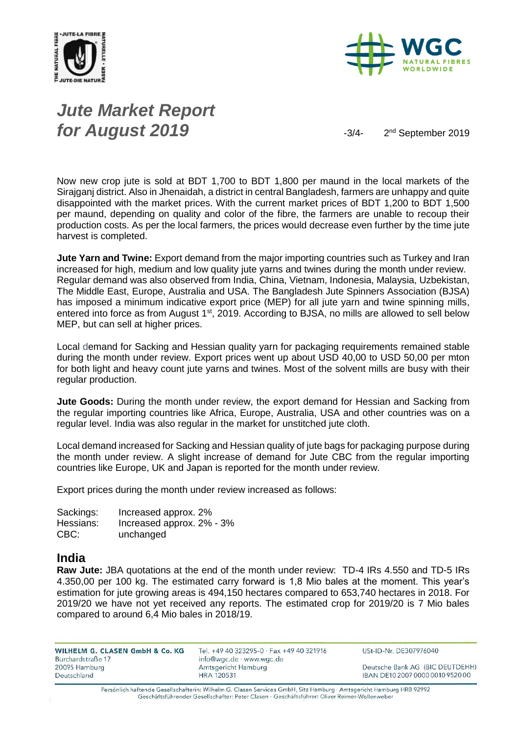Now new crop jute is sold at BDT 1,700 to BDT 1,800 per maund in the local markets of the Sirajganj district. Also in Jhenaidah, a district in central Bangladesh, farmers are unhappy and quite disappointed with the market prices. With the current market prices of BDT 1,200 to BDT 1,500 per maund, depending on quality and color of the fibre, the farmers are unable to recoup their production costs. As per the local farmers, the prices would decrease even further by the time jute harvest is completed.

**Jute Yarn and Twine:** Export demand from the major importing countries such as Turkey and Iran increased for high, medium and low quality jute yarns and twines during the month under review. Regular demand was also observed from India, China, Vietnam, Indonesia, Malaysia, Uzbekistan, The Middle East, Europe, Australia and USA. The Bangladesh Jute Spinners Association (BJSA) has imposed a minimum indicative export price (MEP) for all jute yarn and twine spinning mills, entered into force as from August 1st, 2019. According to BJSA, no mills are allowed to sell below MEP, but can sell at higher prices.

Local demand for Sacking and Hessian quality yarn for packaging requirements remained stable during the month under review. Export prices went up about USD 40,00 to USD 50,00 per mton for both light and heavy count jute yarns and twines. Most of the solvent mills are busy with their regular production.

**Jute Goods:** During the month under review, the export demand for Hessian and Sacking from the regular importing countries like Africa, Europe, Australia, USA and other countries was on a regular level. India was also regular in the market for unstitched jute cloth.

Local demand increased for Sacking and Hessian quality of jute bags for packaging purpose during the month under review. A slight increase of demand for Jute CBC from the regular importing countries like Europe, UK and Japan is reported for the month under review.

Export prices during the month under review increased as follows:

| | |
|---|---|
| Sackings: | Increased approx. 2% |
| Hessians: | Increased approx. 2% - 3% |
| CBC: | unchanged |

## India

**Raw Jute:** JBA quotations at the end of the month under review: TD-4 IRs 4.550 and TD-5 IRs 4.350,00 per 100 kg. The estimated carry forward is 1,8 Mio bales at the moment. This year's estimation for jute growing areas is 494,150 hectares compared to 653,740 hectares in 2018. For 2019/20 we have not yet received any reports. The estimated crop for 2019/20 is 7 Mio bales compared to around 6,4 Mio bales in 2018/19.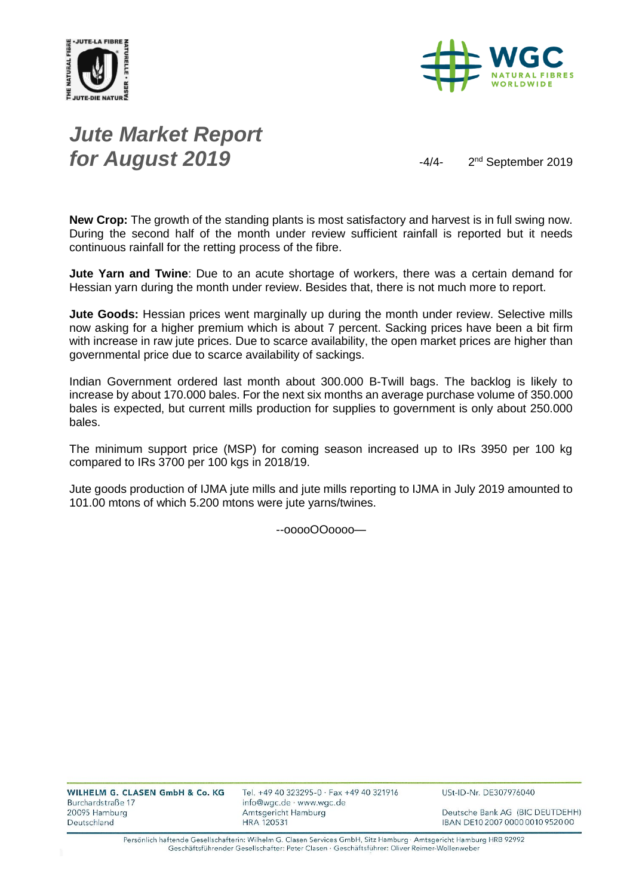# *Jute Market Report for August 2019*

2nd September 2019

**New Crop:** The growth of the standing plants is most satisfactory and harvest is in full swing now. During the second half of the month under review sufficient rainfall is reported but it needs continuous rainfall for the retting process of the fibre.

**Jute Yarn and Twine**: Due to an acute shortage of workers, there was a certain demand for Hessian yarn during the month under review. Besides that, there is not much more to report.

**Jute Goods:** Hessian prices went marginally up during the month under review. Selective mills now asking for a higher premium which is about 7 percent. Sacking prices have been a bit firm with increase in raw jute prices. Due to scarce availability, the open market prices are higher than governmental price due to scarce availability of sackings.

Indian Government ordered last month about 300.000 B-Twill bags. The backlog is likely to increase by about 170.000 bales. For the next six months an average purchase volume of 350.000 bales is expected, but current mills production for supplies to government is only about 250.000 bales.

The minimum support price (MSP) for coming season increased up to IRs 3950 per 100 kg compared to IRs 3700 per 100 kgs in 2018/19.

Jute goods production of IJMA jute mills and jute mills reporting to IJMA in July 2019 amounted to 101.00 mtons of which 5.200 mtons were jute yarns/twines.

--ooooOOoooo—

**WILHELM G. CLASEN GmbH & Co. KG**
Burchardstraße 17
20095 Hamburg
Deutschland

Tel. +49 40 323295-0 · Fax +49 40 321916
info@wgc.de · www.wgc.de
Amtsgericht Hamburg
HRA 120531

USt-ID-Nr. DE307976040

Deutsche Bank AG (BIC DEUTDEHH)
IBAN DE10 2007 0000 0010 9520 00

Persönlich haftende Gesellschafterin: Wilhelm G. Clasen Services GmbH, Sitz Hamburg · Amtsgericht Hamburg HRB 92992
Geschäftsführender Gesellschafter: Peter Clasen · Geschäftsführer: Oliver Reimer-Wollenweber